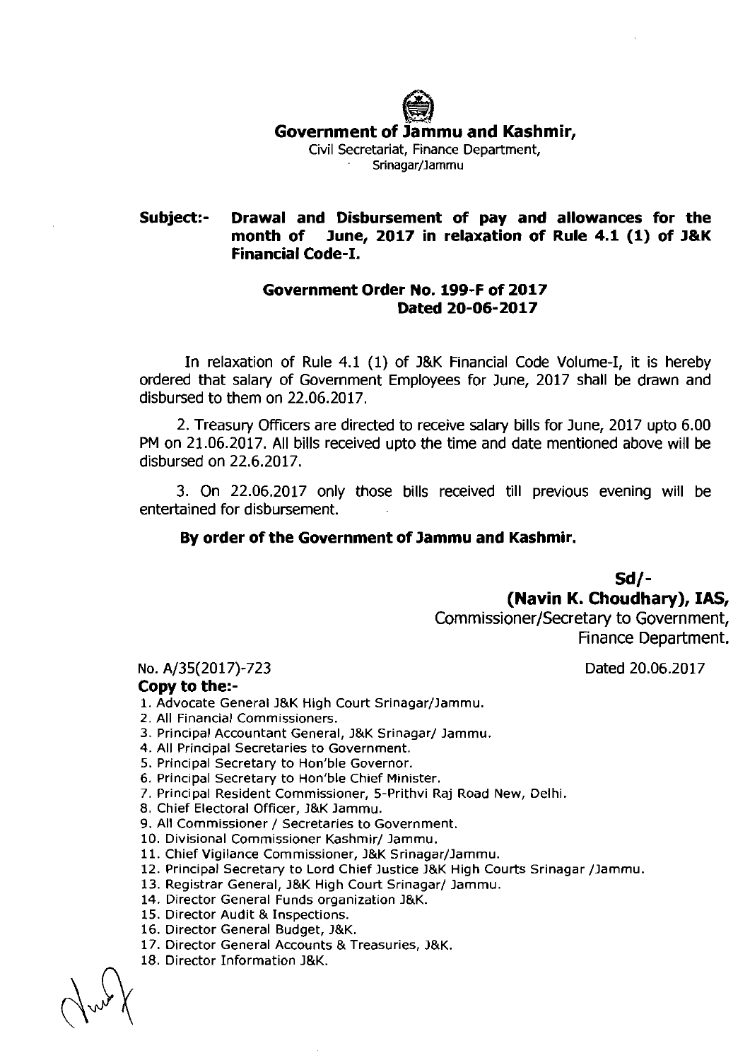# Government of Jammu and Kashmir,

Civil Secretariat, Finance Department,
Srinagar/Jammu

**Subject:- Drawal and Disbursement of pay and allowances for the month of June, 2017 in relaxation of Rule 4.1 (1) of J&K Financial Code-I.**

**Government Order No. 199-F of 2017**
**Dated 20-06-2017**

In relaxation of Rule 4.1 (1) of J&K Financial Code Volume-I, it is hereby ordered that salary of Government Employees for June, 2017 shall be drawn and disbursed to them on 22.06.2017.

2. Treasury Officers are directed to receive salary bills for June, 2017 upto 6.00 PM on 21.06.2017. All bills received upto the time and date mentioned above will be disbursed on 22.6.2017.

3. On 22.06.2017 only those bills received till previous evening will be entertained for disbursement.

**By order of the Government of Jammu and Kashmir.**

**Sd/-**
**(Navin K. Choudhary), IAS,**
Commissioner/Secretary to Government,
Finance Department.

No. A/35(2017)-723 Dated 20.06.2017

**Copy to the:-**

1. Advocate General J&K High Court Srinagar/Jammu.
2. All Financial Commissioners.
3. Principal Accountant General, J&K Srinagar/ Jammu.
4. All Principal Secretaries to Government.
5. Principal Secretary to Hon'ble Governor.
6. Principal Secretary to Hon'ble Chief Minister.
7. Principal Resident Commissioner, 5-Prithvi Raj Road New, Delhi.
8. Chief Electoral Officer, J&K Jammu.
9. All Commissioner / Secretaries to Government.
10. Divisional Commissioner Kashmir/ Jammu.
11. Chief Vigilance Commissioner, J&K Srinagar/Jammu.
12. Principal Secretary to Lord Chief Justice J&K High Courts Srinagar /Jammu.
13. Registrar General, J&K High Court Srinagar/ Jammu.
14. Director General Funds organization J&K.
15. Director Audit & Inspections.
16. Director General Budget, J&K.
17. Director General Accounts & Treasuries, J&K.
18. Director Information J&K.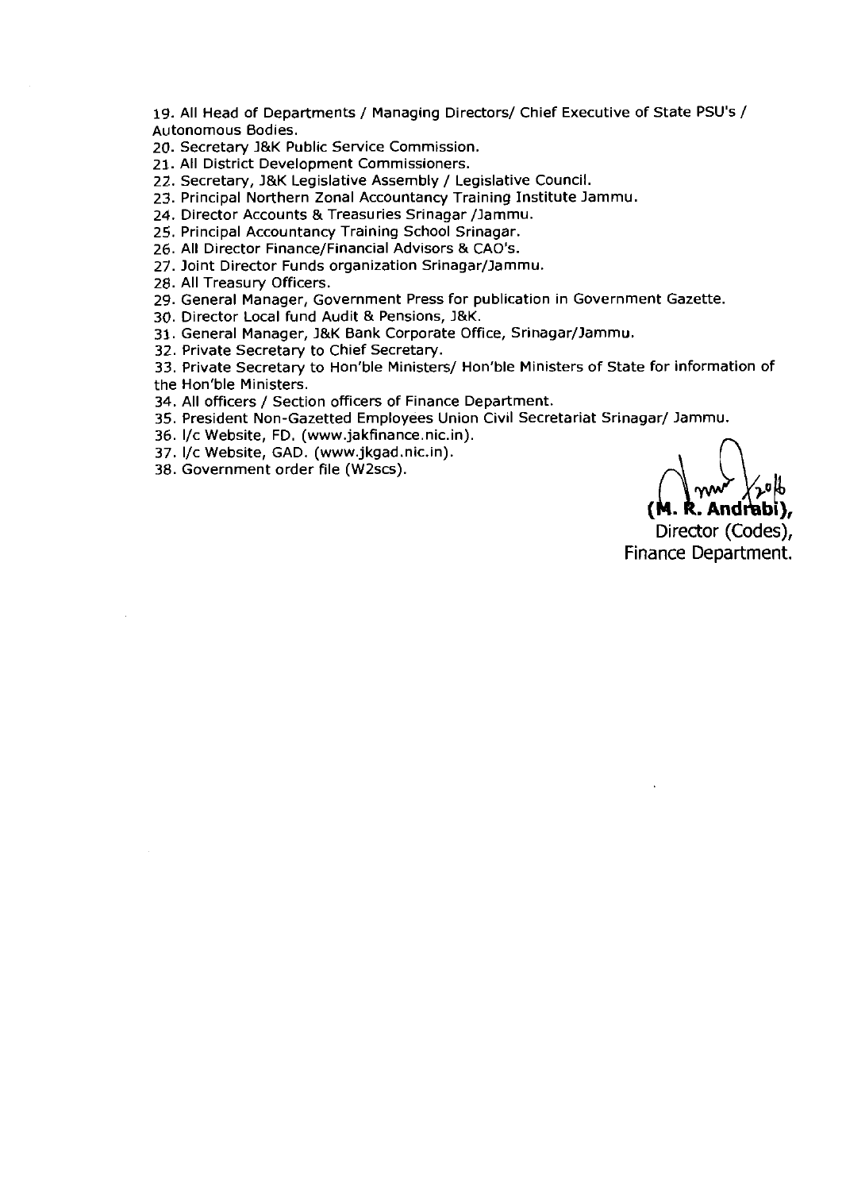19. All Head of Departments / Managing Directors/ Chief Executive of State PSU's / Autonomous Bodies.
20. Secretary J&K Public Service Commission.
21. All District Development Commissioners.
22. Secretary, J&K Legislative Assembly / Legislative Council.
23. Principal Northern Zonal Accountancy Training Institute Jammu.
24. Director Accounts & Treasuries Srinagar /Jammu.
25. Principal Accountancy Training School Srinagar.
26. All Director Finance/Financial Advisors & CAO's.
27. Joint Director Funds organization Srinagar/Jammu.
28. All Treasury Officers.
29. General Manager, Government Press for publication in Government Gazette.
30. Director Local fund Audit & Pensions, J&K.
31. General Manager, J&K Bank Corporate Office, Srinagar/Jammu.
32. Private Secretary to Chief Secretary.
33. Private Secretary to Hon'ble Ministers/ Hon'ble Ministers of State for information of the Hon'ble Ministers.
34. All officers / Section officers of Finance Department.
35. President Non-Gazetted Employees Union Civil Secretariat Srinagar/ Jammu.
36. I/c Website, FD. (www.jakfinance.nic.in).
37. I/c Website, GAD. (www.jkgad.nic.in).
38. Government order file (W2scs).

**(M. R. Andrabi),**
Director (Codes),
Finance Department.